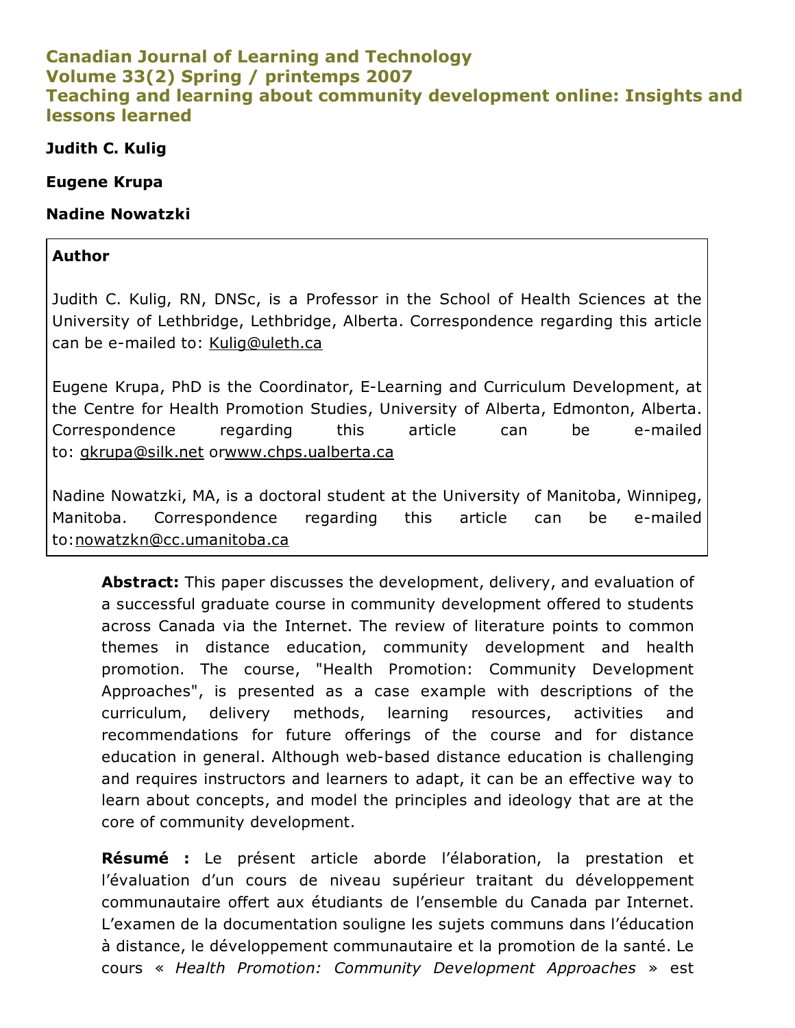# Canadian Journal of Learning and Technology
# Volume 33(2) Spring / printemps 2007
# Teaching and learning about community development online: Insights and lessons learned

**Judith C. Kulig**

**Eugene Krupa**

**Nadine Nowatzki**

**Author**

Judith C. Kulig, RN, DNSc, is a Professor in the School of Health Sciences at the University of Lethbridge, Lethbridge, Alberta. Correspondence regarding this article can be e-mailed to: Kulig@uleth.ca

Eugene Krupa, PhD is the Coordinator, E-Learning and Curriculum Development, at the Centre for Health Promotion Studies, University of Alberta, Edmonton, Alberta. Correspondence regarding this article can be e-mailed to: gkrupa@silk.net orwww.chps.ualberta.ca

Nadine Nowatzki, MA, is a doctoral student at the University of Manitoba, Winnipeg, Manitoba. Correspondence regarding this article can be e-mailed to:nowatzkn@cc.umanitoba.ca

**Abstract:** This paper discusses the development, delivery, and evaluation of a successful graduate course in community development offered to students across Canada via the Internet. The review of literature points to common themes in distance education, community development and health promotion. The course, "Health Promotion: Community Development Approaches", is presented as a case example with descriptions of the curriculum, delivery methods, learning resources, activities and recommendations for future offerings of the course and for distance education in general. Although web-based distance education is challenging and requires instructors and learners to adapt, it can be an effective way to learn about concepts, and model the principles and ideology that are at the core of community development.

**Résumé :** Le présent article aborde l'élaboration, la prestation et l'évaluation d'un cours de niveau supérieur traitant du développement communautaire offert aux étudiants de l'ensemble du Canada par Internet. L'examen de la documentation souligne les sujets communs dans l'éducation à distance, le développement communautaire et la promotion de la santé. Le cours « *Health Promotion: Community Development Approaches* » est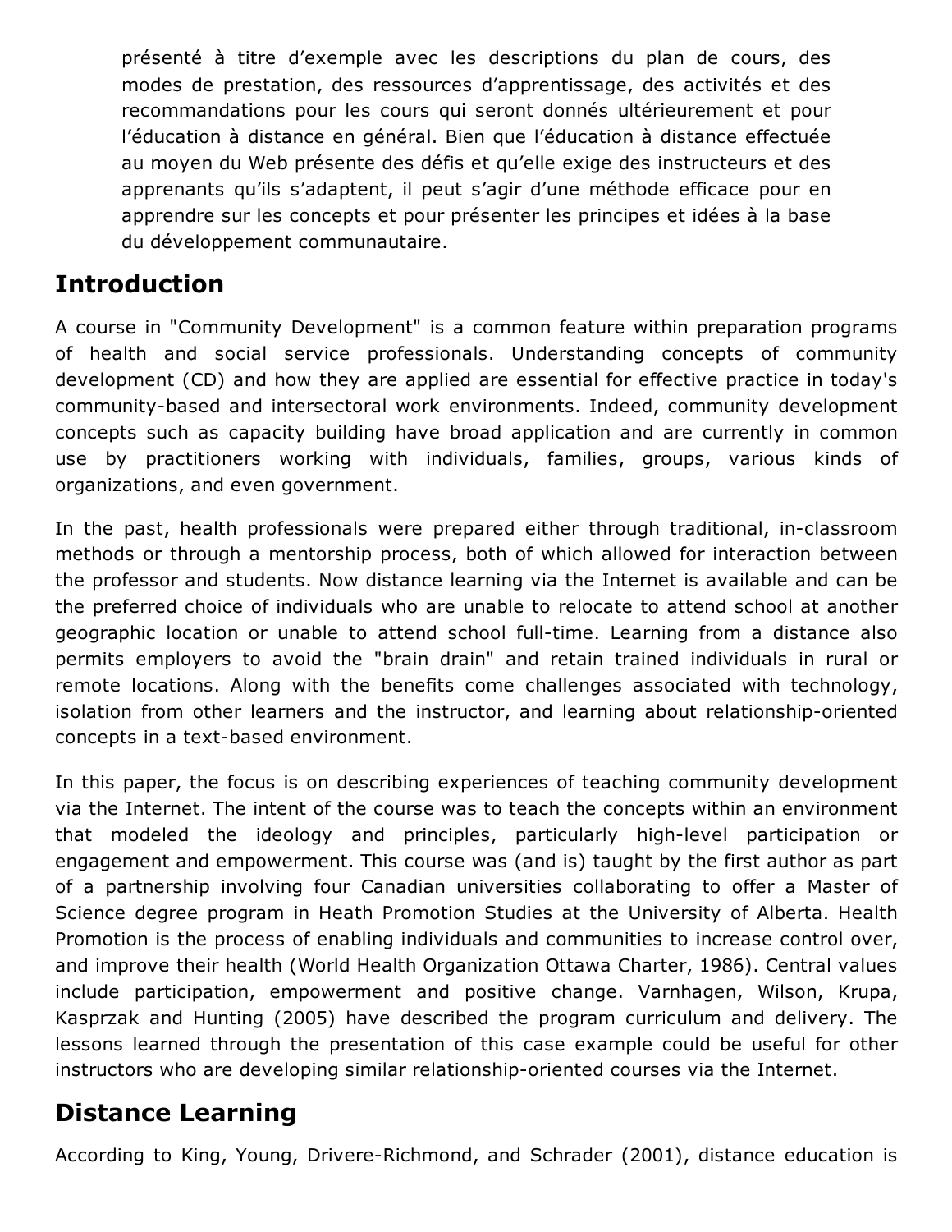présenté à titre d'exemple avec les descriptions du plan de cours, des modes de prestation, des ressources d'apprentissage, des activités et des recommandations pour les cours qui seront donnés ultérieurement et pour l'éducation à distance en général. Bien que l'éducation à distance effectuée au moyen du Web présente des défis et qu'elle exige des instructeurs et des apprenants qu'ils s'adaptent, il peut s'agir d'une méthode efficace pour en apprendre sur les concepts et pour présenter les principes et idées à la base du développement communautaire.

## Introduction

A course in "Community Development" is a common feature within preparation programs of health and social service professionals. Understanding concepts of community development (CD) and how they are applied are essential for effective practice in today's community-based and intersectoral work environments. Indeed, community development concepts such as capacity building have broad application and are currently in common use by practitioners working with individuals, families, groups, various kinds of organizations, and even government.

In the past, health professionals were prepared either through traditional, in-classroom methods or through a mentorship process, both of which allowed for interaction between the professor and students. Now distance learning via the Internet is available and can be the preferred choice of individuals who are unable to relocate to attend school at another geographic location or unable to attend school full-time. Learning from a distance also permits employers to avoid the "brain drain" and retain trained individuals in rural or remote locations. Along with the benefits come challenges associated with technology, isolation from other learners and the instructor, and learning about relationship-oriented concepts in a text-based environment.

In this paper, the focus is on describing experiences of teaching community development via the Internet. The intent of the course was to teach the concepts within an environment that modeled the ideology and principles, particularly high-level participation or engagement and empowerment. This course was (and is) taught by the first author as part of a partnership involving four Canadian universities collaborating to offer a Master of Science degree program in Heath Promotion Studies at the University of Alberta. Health Promotion is the process of enabling individuals and communities to increase control over, and improve their health (World Health Organization Ottawa Charter, 1986). Central values include participation, empowerment and positive change. Varnhagen, Wilson, Krupa, Kasprzak and Hunting (2005) have described the program curriculum and delivery. The lessons learned through the presentation of this case example could be useful for other instructors who are developing similar relationship-oriented courses via the Internet.

## Distance Learning

According to King, Young, Drivere-Richmond, and Schrader (2001), distance education is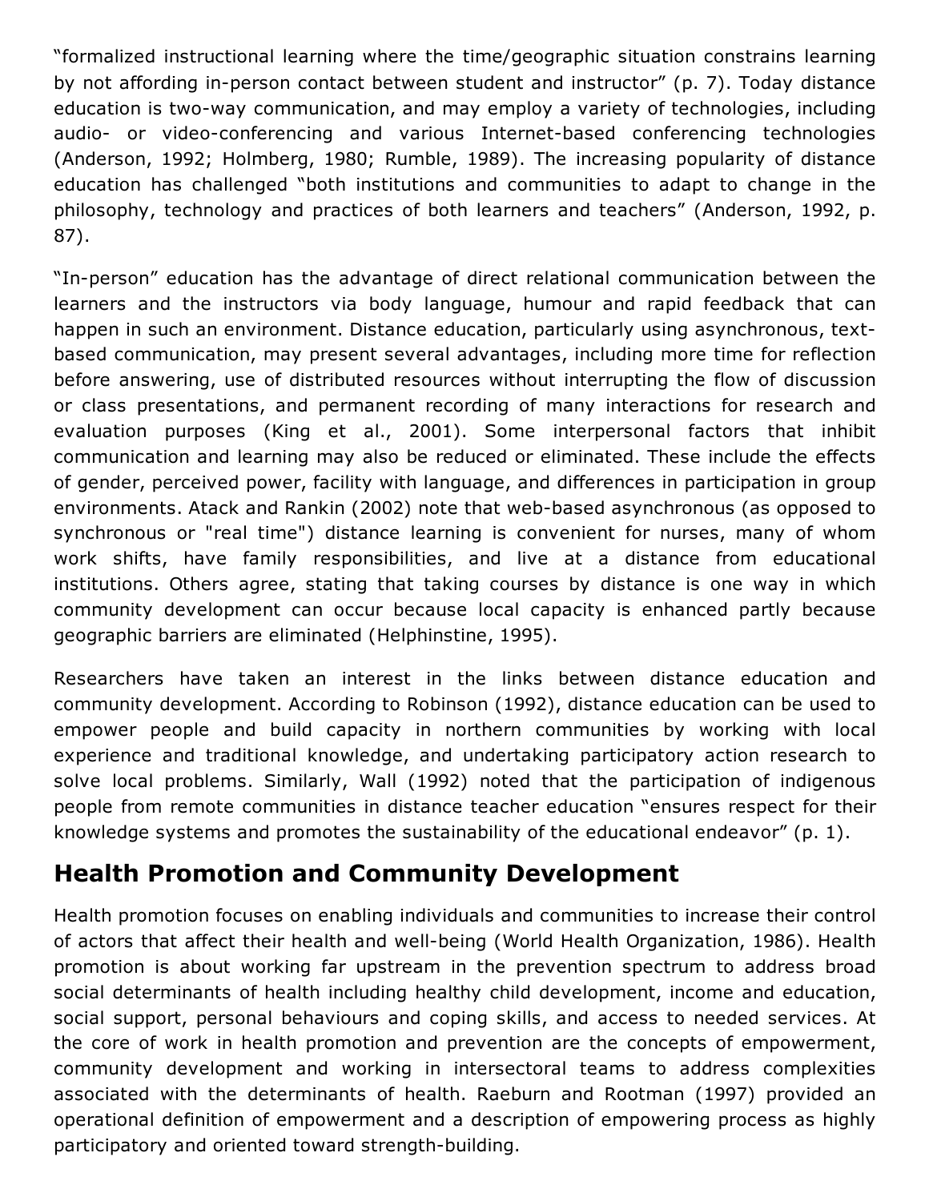“formalized instructional learning where the time/geographic situation constrains learning by not affording in-person contact between student and instructor” (p. 7). Today distance education is two-way communication, and may employ a variety of technologies, including audio- or video-conferencing and various Internet-based conferencing technologies (Anderson, 1992; Holmberg, 1980; Rumble, 1989). The increasing popularity of distance education has challenged “both institutions and communities to adapt to change in the philosophy, technology and practices of both learners and teachers” (Anderson, 1992, p. 87).

“In-person” education has the advantage of direct relational communication between the learners and the instructors via body language, humour and rapid feedback that can happen in such an environment. Distance education, particularly using asynchronous, text-based communication, may present several advantages, including more time for reflection before answering, use of distributed resources without interrupting the flow of discussion or class presentations, and permanent recording of many interactions for research and evaluation purposes (King et al., 2001). Some interpersonal factors that inhibit communication and learning may also be reduced or eliminated. These include the effects of gender, perceived power, facility with language, and differences in participation in group environments. Atack and Rankin (2002) note that web-based asynchronous (as opposed to synchronous or "real time") distance learning is convenient for nurses, many of whom work shifts, have family responsibilities, and live at a distance from educational institutions. Others agree, stating that taking courses by distance is one way in which community development can occur because local capacity is enhanced partly because geographic barriers are eliminated (Helphinstine, 1995).

Researchers have taken an interest in the links between distance education and community development. According to Robinson (1992), distance education can be used to empower people and build capacity in northern communities by working with local experience and traditional knowledge, and undertaking participatory action research to solve local problems. Similarly, Wall (1992) noted that the participation of indigenous people from remote communities in distance teacher education “ensures respect for their knowledge systems and promotes the sustainability of the educational endeavor” (p. 1).

## Health Promotion and Community Development

Health promotion focuses on enabling individuals and communities to increase their control of actors that affect their health and well-being (World Health Organization, 1986). Health promotion is about working far upstream in the prevention spectrum to address broad social determinants of health including healthy child development, income and education, social support, personal behaviours and coping skills, and access to needed services. At the core of work in health promotion and prevention are the concepts of empowerment, community development and working in intersectoral teams to address complexities associated with the determinants of health. Raeburn and Rootman (1997) provided an operational definition of empowerment and a description of empowering process as highly participatory and oriented toward strength-building.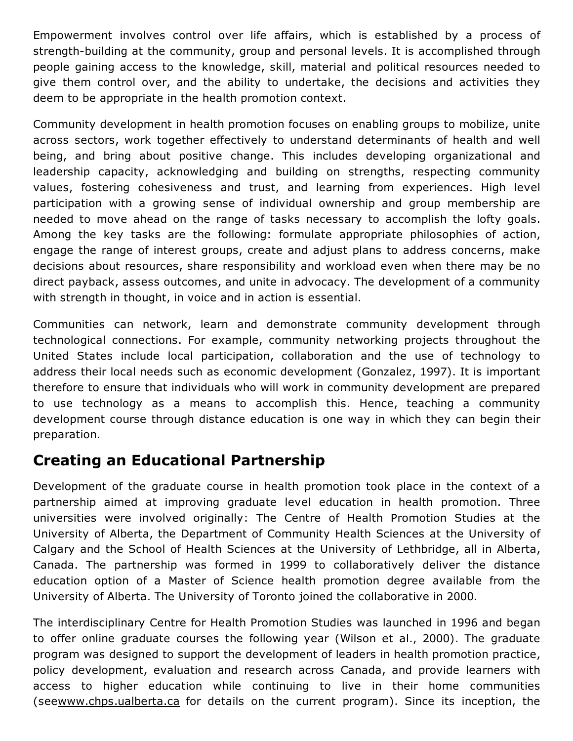Empowerment involves control over life affairs, which is established by a process of strength-building at the community, group and personal levels. It is accomplished through people gaining access to the knowledge, skill, material and political resources needed to give them control over, and the ability to undertake, the decisions and activities they deem to be appropriate in the health promotion context.

Community development in health promotion focuses on enabling groups to mobilize, unite across sectors, work together effectively to understand determinants of health and well being, and bring about positive change. This includes developing organizational and leadership capacity, acknowledging and building on strengths, respecting community values, fostering cohesiveness and trust, and learning from experiences. High level participation with a growing sense of individual ownership and group membership are needed to move ahead on the range of tasks necessary to accomplish the lofty goals. Among the key tasks are the following: formulate appropriate philosophies of action, engage the range of interest groups, create and adjust plans to address concerns, make decisions about resources, share responsibility and workload even when there may be no direct payback, assess outcomes, and unite in advocacy. The development of a community with strength in thought, in voice and in action is essential.

Communities can network, learn and demonstrate community development through technological connections. For example, community networking projects throughout the United States include local participation, collaboration and the use of technology to address their local needs such as economic development (Gonzalez, 1997). It is important therefore to ensure that individuals who will work in community development are prepared to use technology as a means to accomplish this. Hence, teaching a community development course through distance education is one way in which they can begin their preparation.

## Creating an Educational Partnership

Development of the graduate course in health promotion took place in the context of a partnership aimed at improving graduate level education in health promotion. Three universities were involved originally: The Centre of Health Promotion Studies at the University of Alberta, the Department of Community Health Sciences at the University of Calgary and the School of Health Sciences at the University of Lethbridge, all in Alberta, Canada. The partnership was formed in 1999 to collaboratively deliver the distance education option of a Master of Science health promotion degree available from the University of Alberta. The University of Toronto joined the collaborative in 2000.

The interdisciplinary Centre for Health Promotion Studies was launched in 1996 and began to offer online graduate courses the following year (Wilson et al., 2000). The graduate program was designed to support the development of leaders in health promotion practice, policy development, evaluation and research across Canada, and provide learners with access to higher education while continuing to live in their home communities (seewww.chps.ualberta.ca for details on the current program). Since its inception, the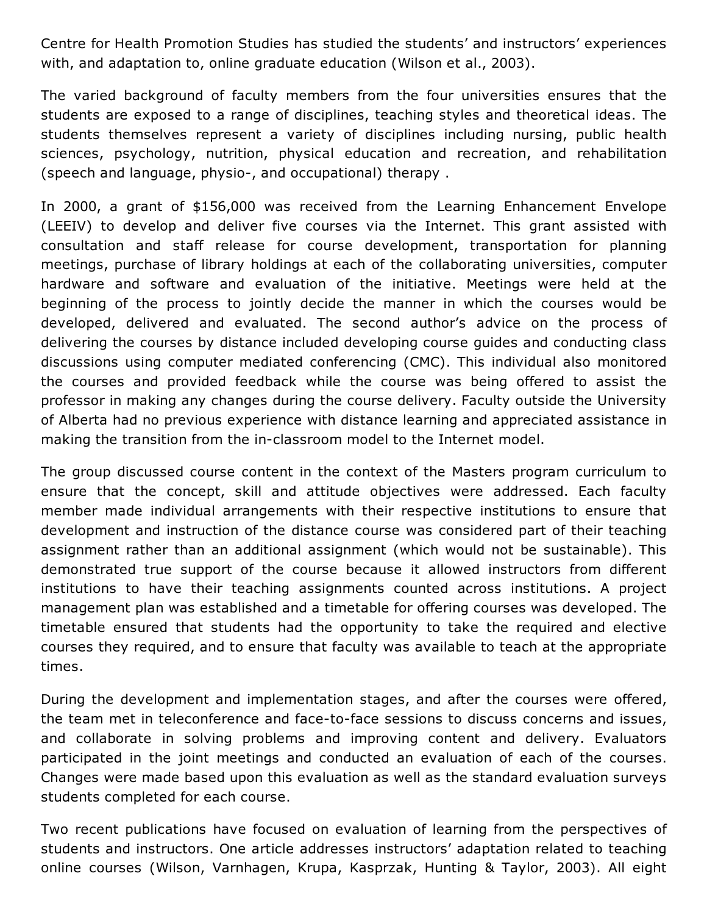Centre for Health Promotion Studies has studied the students' and instructors' experiences with, and adaptation to, online graduate education (Wilson et al., 2003).

The varied background of faculty members from the four universities ensures that the students are exposed to a range of disciplines, teaching styles and theoretical ideas. The students themselves represent a variety of disciplines including nursing, public health sciences, psychology, nutrition, physical education and recreation, and rehabilitation (speech and language, physio-, and occupational) therapy .

In 2000, a grant of $156,000 was received from the Learning Enhancement Envelope (LEEIV) to develop and deliver five courses via the Internet. This grant assisted with consultation and staff release for course development, transportation for planning meetings, purchase of library holdings at each of the collaborating universities, computer hardware and software and evaluation of the initiative. Meetings were held at the beginning of the process to jointly decide the manner in which the courses would be developed, delivered and evaluated. The second author's advice on the process of delivering the courses by distance included developing course guides and conducting class discussions using computer mediated conferencing (CMC). This individual also monitored the courses and provided feedback while the course was being offered to assist the professor in making any changes during the course delivery. Faculty outside the University of Alberta had no previous experience with distance learning and appreciated assistance in making the transition from the in-classroom model to the Internet model.

The group discussed course content in the context of the Masters program curriculum to ensure that the concept, skill and attitude objectives were addressed. Each faculty member made individual arrangements with their respective institutions to ensure that development and instruction of the distance course was considered part of their teaching assignment rather than an additional assignment (which would not be sustainable). This demonstrated true support of the course because it allowed instructors from different institutions to have their teaching assignments counted across institutions. A project management plan was established and a timetable for offering courses was developed. The timetable ensured that students had the opportunity to take the required and elective courses they required, and to ensure that faculty was available to teach at the appropriate times.

During the development and implementation stages, and after the courses were offered, the team met in teleconference and face-to-face sessions to discuss concerns and issues, and collaborate in solving problems and improving content and delivery. Evaluators participated in the joint meetings and conducted an evaluation of each of the courses. Changes were made based upon this evaluation as well as the standard evaluation surveys students completed for each course.

Two recent publications have focused on evaluation of learning from the perspectives of students and instructors. One article addresses instructors' adaptation related to teaching online courses (Wilson, Varnhagen, Krupa, Kasprzak, Hunting & Taylor, 2003). All eight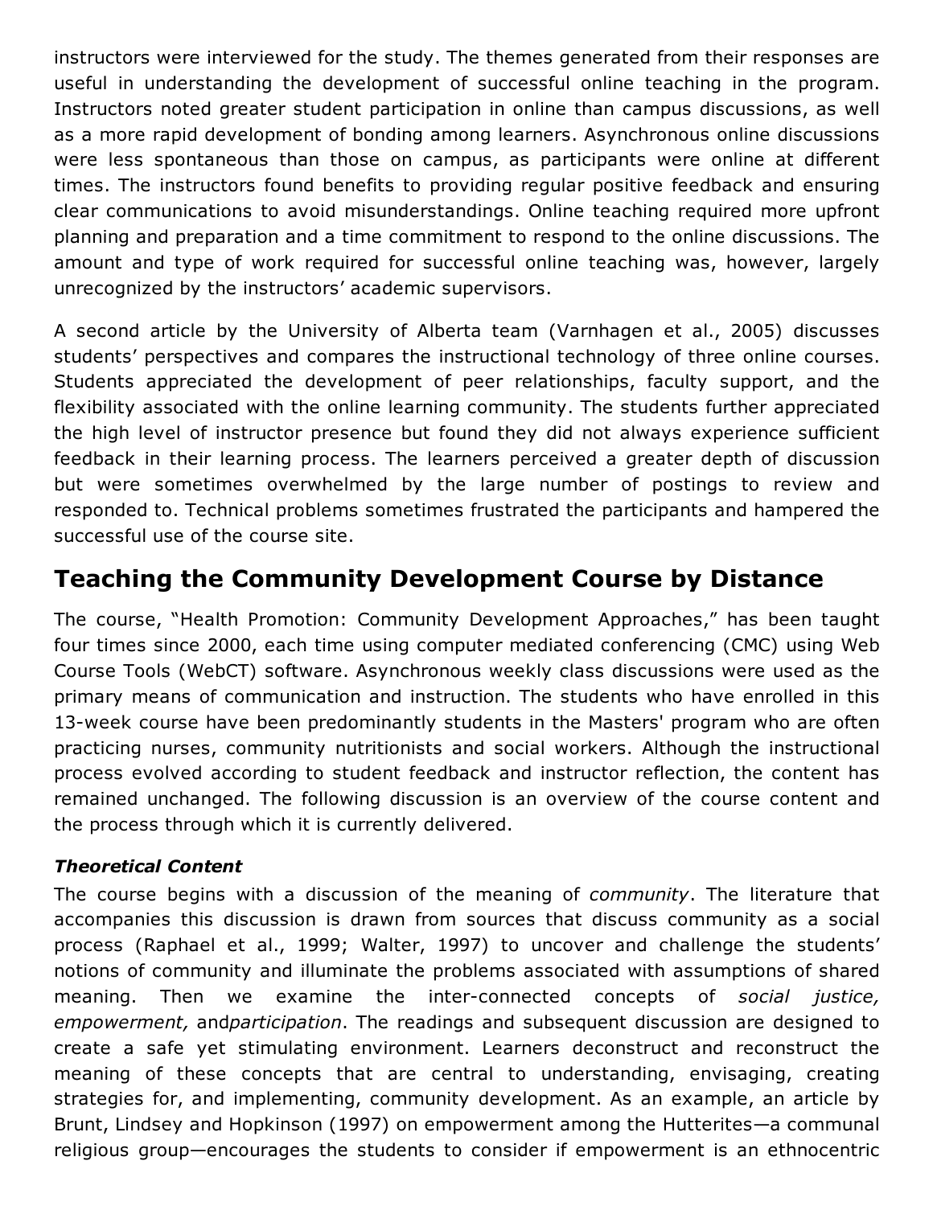instructors were interviewed for the study. The themes generated from their responses are useful in understanding the development of successful online teaching in the program. Instructors noted greater student participation in online than campus discussions, as well as a more rapid development of bonding among learners. Asynchronous online discussions were less spontaneous than those on campus, as participants were online at different times. The instructors found benefits to providing regular positive feedback and ensuring clear communications to avoid misunderstandings. Online teaching required more upfront planning and preparation and a time commitment to respond to the online discussions. The amount and type of work required for successful online teaching was, however, largely unrecognized by the instructors' academic supervisors.

A second article by the University of Alberta team (Varnhagen et al., 2005) discusses students' perspectives and compares the instructional technology of three online courses. Students appreciated the development of peer relationships, faculty support, and the flexibility associated with the online learning community. The students further appreciated the high level of instructor presence but found they did not always experience sufficient feedback in their learning process. The learners perceived a greater depth of discussion but were sometimes overwhelmed by the large number of postings to review and responded to. Technical problems sometimes frustrated the participants and hampered the successful use of the course site.

## Teaching the Community Development Course by Distance

The course, "Health Promotion: Community Development Approaches," has been taught four times since 2000, each time using computer mediated conferencing (CMC) using Web Course Tools (WebCT) software. Asynchronous weekly class discussions were used as the primary means of communication and instruction. The students who have enrolled in this 13-week course have been predominantly students in the Masters' program who are often practicing nurses, community nutritionists and social workers. Although the instructional process evolved according to student feedback and instructor reflection, the content has remained unchanged. The following discussion is an overview of the course content and the process through which it is currently delivered.

### *Theoretical Content*

The course begins with a discussion of the meaning of *community*. The literature that accompanies this discussion is drawn from sources that discuss community as a social process (Raphael et al., 1999; Walter, 1997) to uncover and challenge the students' notions of community and illuminate the problems associated with assumptions of shared meaning. Then we examine the inter-connected concepts of *social justice, empowerment,* and*participation*. The readings and subsequent discussion are designed to create a safe yet stimulating environment. Learners deconstruct and reconstruct the meaning of these concepts that are central to understanding, envisaging, creating strategies for, and implementing, community development. As an example, an article by Brunt, Lindsey and Hopkinson (1997) on empowerment among the Hutterites—a communal religious group—encourages the students to consider if empowerment is an ethnocentric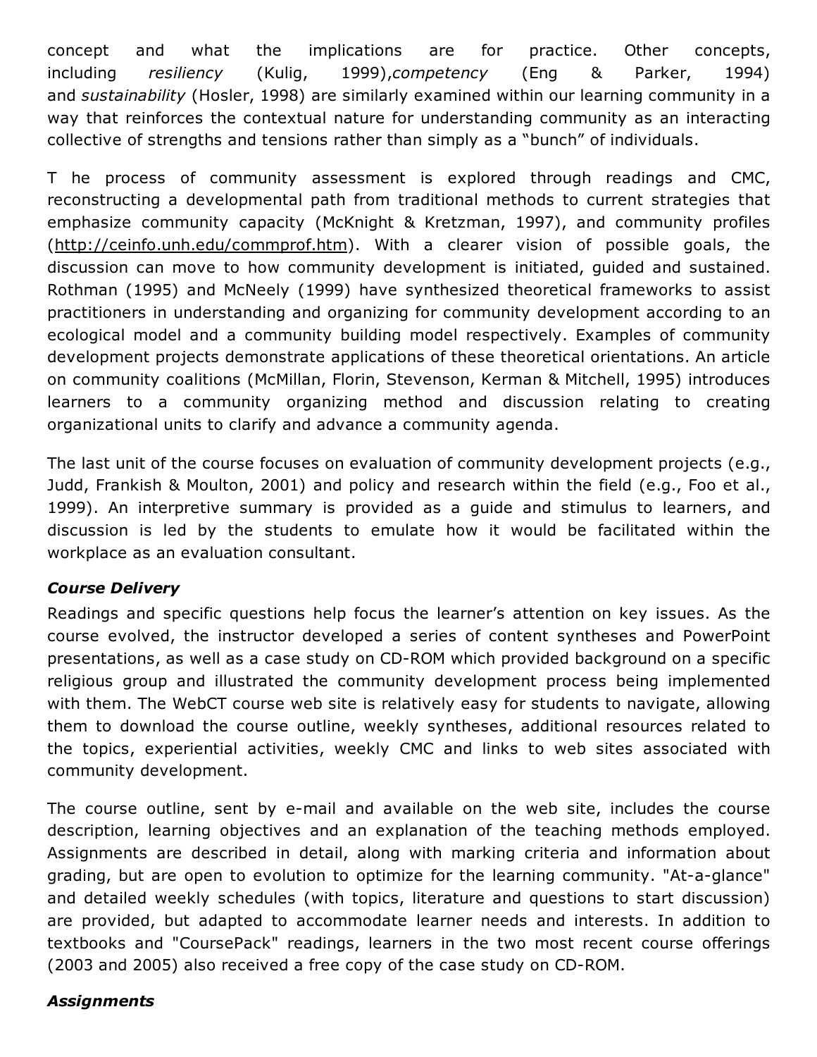concept and what the implications are for practice. Other concepts, including *resiliency* (Kulig, 1999),*competency* (Eng & Parker, 1994) and *sustainability* (Hosler, 1998) are similarly examined within our learning community in a way that reinforces the contextual nature for understanding community as an interacting collective of strengths and tensions rather than simply as a "bunch" of individuals.

T he process of community assessment is explored through readings and CMC, reconstructing a developmental path from traditional methods to current strategies that emphasize community capacity (McKnight & Kretzman, 1997), and community profiles (http://ceinfo.unh.edu/commprof.htm). With a clearer vision of possible goals, the discussion can move to how community development is initiated, guided and sustained. Rothman (1995) and McNeely (1999) have synthesized theoretical frameworks to assist practitioners in understanding and organizing for community development according to an ecological model and a community building model respectively. Examples of community development projects demonstrate applications of these theoretical orientations. An article on community coalitions (McMillan, Florin, Stevenson, Kerman & Mitchell, 1995) introduces learners to a community organizing method and discussion relating to creating organizational units to clarify and advance a community agenda.

The last unit of the course focuses on evaluation of community development projects (e.g., Judd, Frankish & Moulton, 2001) and policy and research within the field (e.g., Foo et al., 1999). An interpretive summary is provided as a guide and stimulus to learners, and discussion is led by the students to emulate how it would be facilitated within the workplace as an evaluation consultant.

### *Course Delivery*

Readings and specific questions help focus the learner's attention on key issues. As the course evolved, the instructor developed a series of content syntheses and PowerPoint presentations, as well as a case study on CD-ROM which provided background on a specific religious group and illustrated the community development process being implemented with them. The WebCT course web site is relatively easy for students to navigate, allowing them to download the course outline, weekly syntheses, additional resources related to the topics, experiential activities, weekly CMC and links to web sites associated with community development.

The course outline, sent by e-mail and available on the web site, includes the course description, learning objectives and an explanation of the teaching methods employed. Assignments are described in detail, along with marking criteria and information about grading, but are open to evolution to optimize for the learning community. "At-a-glance" and detailed weekly schedules (with topics, literature and questions to start discussion) are provided, but adapted to accommodate learner needs and interests. In addition to textbooks and "CoursePack" readings, learners in the two most recent course offerings (2003 and 2005) also received a free copy of the case study on CD-ROM.

### *Assignments*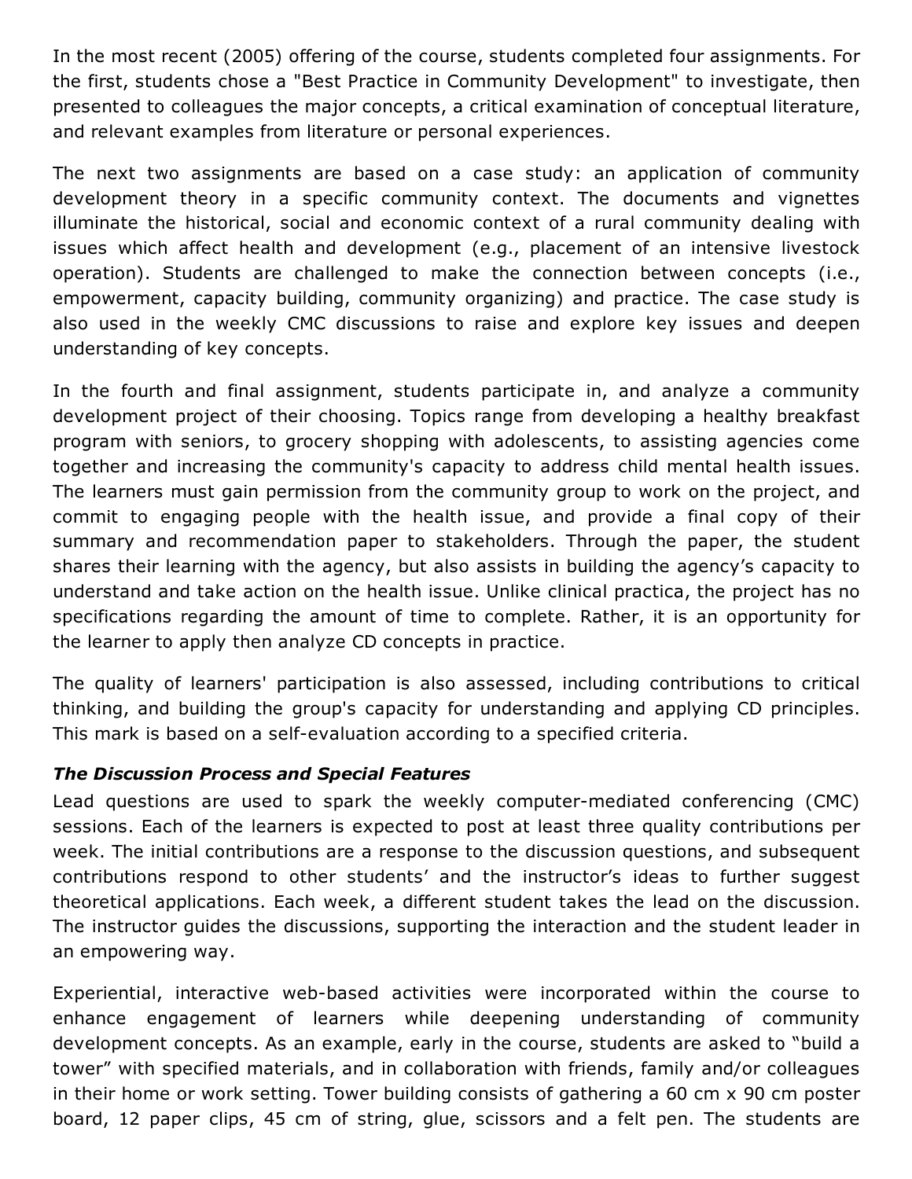In the most recent (2005) offering of the course, students completed four assignments. For the first, students chose a "Best Practice in Community Development" to investigate, then presented to colleagues the major concepts, a critical examination of conceptual literature, and relevant examples from literature or personal experiences.

The next two assignments are based on a case study: an application of community development theory in a specific community context. The documents and vignettes illuminate the historical, social and economic context of a rural community dealing with issues which affect health and development (e.g., placement of an intensive livestock operation). Students are challenged to make the connection between concepts (i.e., empowerment, capacity building, community organizing) and practice. The case study is also used in the weekly CMC discussions to raise and explore key issues and deepen understanding of key concepts.

In the fourth and final assignment, students participate in, and analyze a community development project of their choosing. Topics range from developing a healthy breakfast program with seniors, to grocery shopping with adolescents, to assisting agencies come together and increasing the community's capacity to address child mental health issues. The learners must gain permission from the community group to work on the project, and commit to engaging people with the health issue, and provide a final copy of their summary and recommendation paper to stakeholders. Through the paper, the student shares their learning with the agency, but also assists in building the agency's capacity to understand and take action on the health issue. Unlike clinical practica, the project has no specifications regarding the amount of time to complete. Rather, it is an opportunity for the learner to apply then analyze CD concepts in practice.

The quality of learners' participation is also assessed, including contributions to critical thinking, and building the group's capacity for understanding and applying CD principles. This mark is based on a self-evaluation according to a specified criteria.

***The Discussion Process and Special Features***

Lead questions are used to spark the weekly computer-mediated conferencing (CMC) sessions. Each of the learners is expected to post at least three quality contributions per week. The initial contributions are a response to the discussion questions, and subsequent contributions respond to other students' and the instructor's ideas to further suggest theoretical applications. Each week, a different student takes the lead on the discussion. The instructor guides the discussions, supporting the interaction and the student leader in an empowering way.

Experiential, interactive web-based activities were incorporated within the course to enhance engagement of learners while deepening understanding of community development concepts. As an example, early in the course, students are asked to "build a tower" with specified materials, and in collaboration with friends, family and/or colleagues in their home or work setting. Tower building consists of gathering a 60 cm x 90 cm poster board, 12 paper clips, 45 cm of string, glue, scissors and a felt pen. The students are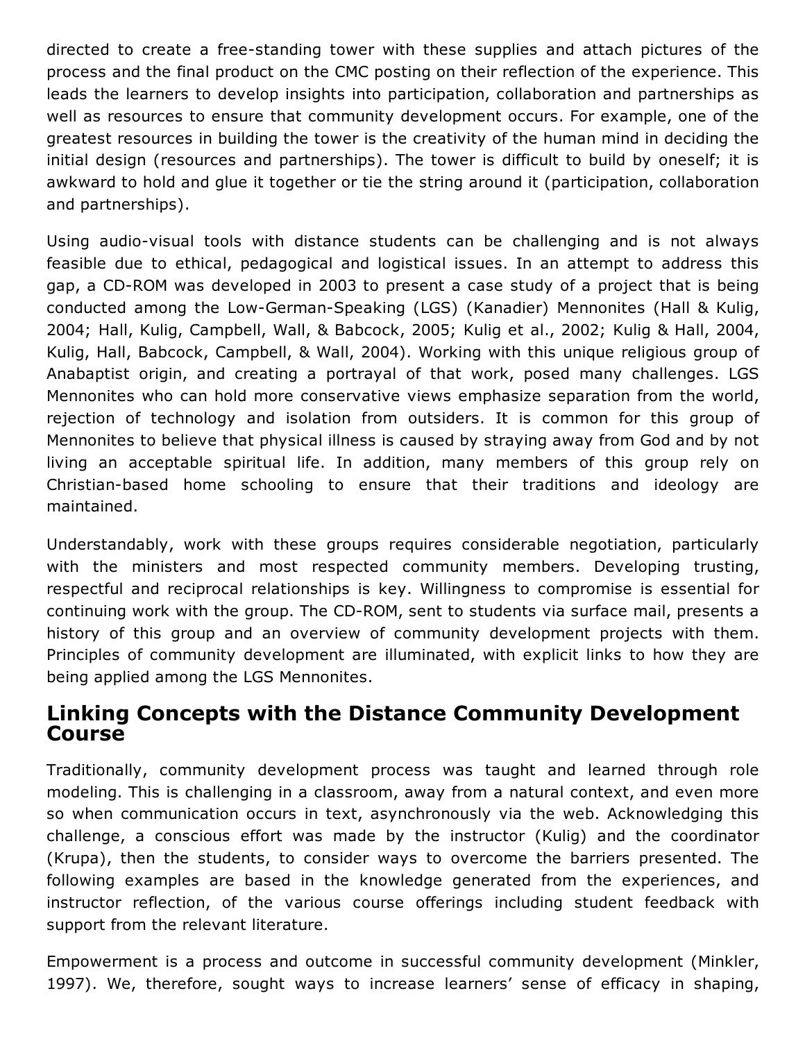directed to create a free-standing tower with these supplies and attach pictures of the process and the final product on the CMC posting on their reflection of the experience. This leads the learners to develop insights into participation, collaboration and partnerships as well as resources to ensure that community development occurs. For example, one of the greatest resources in building the tower is the creativity of the human mind in deciding the initial design (resources and partnerships). The tower is difficult to build by oneself; it is awkward to hold and glue it together or tie the string around it (participation, collaboration and partnerships).

Using audio-visual tools with distance students can be challenging and is not always feasible due to ethical, pedagogical and logistical issues. In an attempt to address this gap, a CD-ROM was developed in 2003 to present a case study of a project that is being conducted among the Low-German-Speaking (LGS) (Kanadier) Mennonites (Hall & Kulig, 2004; Hall, Kulig, Campbell, Wall, & Babcock, 2005; Kulig et al., 2002; Kulig & Hall, 2004, Kulig, Hall, Babcock, Campbell, & Wall, 2004). Working with this unique religious group of Anabaptist origin, and creating a portrayal of that work, posed many challenges. LGS Mennonites who can hold more conservative views emphasize separation from the world, rejection of technology and isolation from outsiders. It is common for this group of Mennonites to believe that physical illness is caused by straying away from God and by not living an acceptable spiritual life. In addition, many members of this group rely on Christian-based home schooling to ensure that their traditions and ideology are maintained.

Understandably, work with these groups requires considerable negotiation, particularly with the ministers and most respected community members. Developing trusting, respectful and reciprocal relationships is key. Willingness to compromise is essential for continuing work with the group. The CD-ROM, sent to students via surface mail, presents a history of this group and an overview of community development projects with them. Principles of community development are illuminated, with explicit links to how they are being applied among the LGS Mennonites.

## Linking Concepts with the Distance Community Development Course

Traditionally, community development process was taught and learned through role modeling. This is challenging in a classroom, away from a natural context, and even more so when communication occurs in text, asynchronously via the web. Acknowledging this challenge, a conscious effort was made by the instructor (Kulig) and the coordinator (Krupa), then the students, to consider ways to overcome the barriers presented. The following examples are based in the knowledge generated from the experiences, and instructor reflection, of the various course offerings including student feedback with support from the relevant literature.

Empowerment is a process and outcome in successful community development (Minkler, 1997). We, therefore, sought ways to increase learners' sense of efficacy in shaping,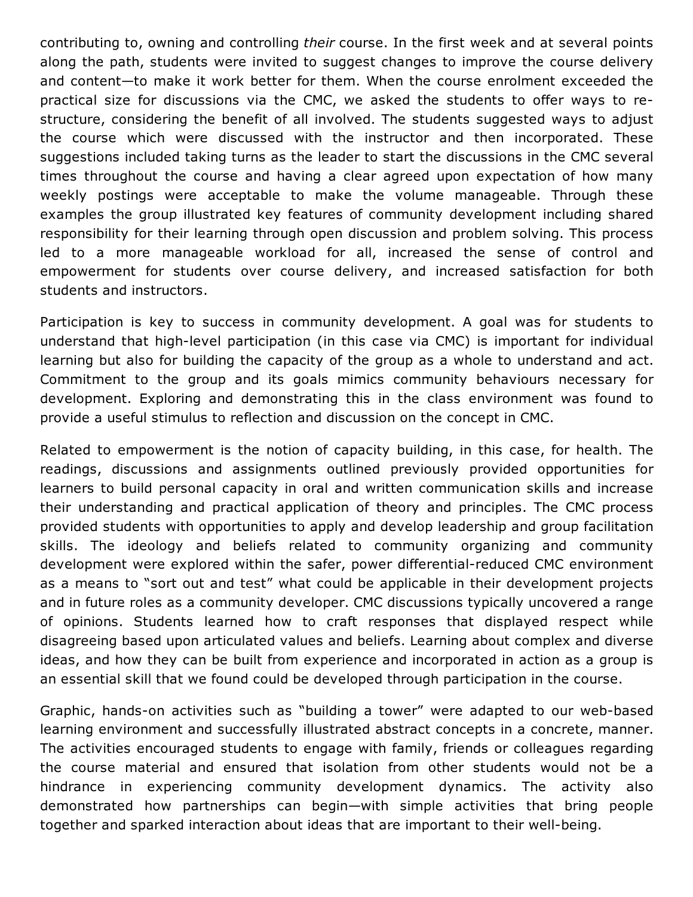contributing to, owning and controlling *their* course. In the first week and at several points along the path, students were invited to suggest changes to improve the course delivery and content—to make it work better for them. When the course enrolment exceeded the practical size for discussions via the CMC, we asked the students to offer ways to re-structure, considering the benefit of all involved. The students suggested ways to adjust the course which were discussed with the instructor and then incorporated. These suggestions included taking turns as the leader to start the discussions in the CMC several times throughout the course and having a clear agreed upon expectation of how many weekly postings were acceptable to make the volume manageable. Through these examples the group illustrated key features of community development including shared responsibility for their learning through open discussion and problem solving. This process led to a more manageable workload for all, increased the sense of control and empowerment for students over course delivery, and increased satisfaction for both students and instructors.

Participation is key to success in community development. A goal was for students to understand that high-level participation (in this case via CMC) is important for individual learning but also for building the capacity of the group as a whole to understand and act. Commitment to the group and its goals mimics community behaviours necessary for development. Exploring and demonstrating this in the class environment was found to provide a useful stimulus to reflection and discussion on the concept in CMC.

Related to empowerment is the notion of capacity building, in this case, for health. The readings, discussions and assignments outlined previously provided opportunities for learners to build personal capacity in oral and written communication skills and increase their understanding and practical application of theory and principles. The CMC process provided students with opportunities to apply and develop leadership and group facilitation skills. The ideology and beliefs related to community organizing and community development were explored within the safer, power differential-reduced CMC environment as a means to "sort out and test" what could be applicable in their development projects and in future roles as a community developer. CMC discussions typically uncovered a range of opinions. Students learned how to craft responses that displayed respect while disagreeing based upon articulated values and beliefs. Learning about complex and diverse ideas, and how they can be built from experience and incorporated in action as a group is an essential skill that we found could be developed through participation in the course.

Graphic, hands-on activities such as "building a tower" were adapted to our web-based learning environment and successfully illustrated abstract concepts in a concrete, manner. The activities encouraged students to engage with family, friends or colleagues regarding the course material and ensured that isolation from other students would not be a hindrance in experiencing community development dynamics. The activity also demonstrated how partnerships can begin—with simple activities that bring people together and sparked interaction about ideas that are important to their well-being.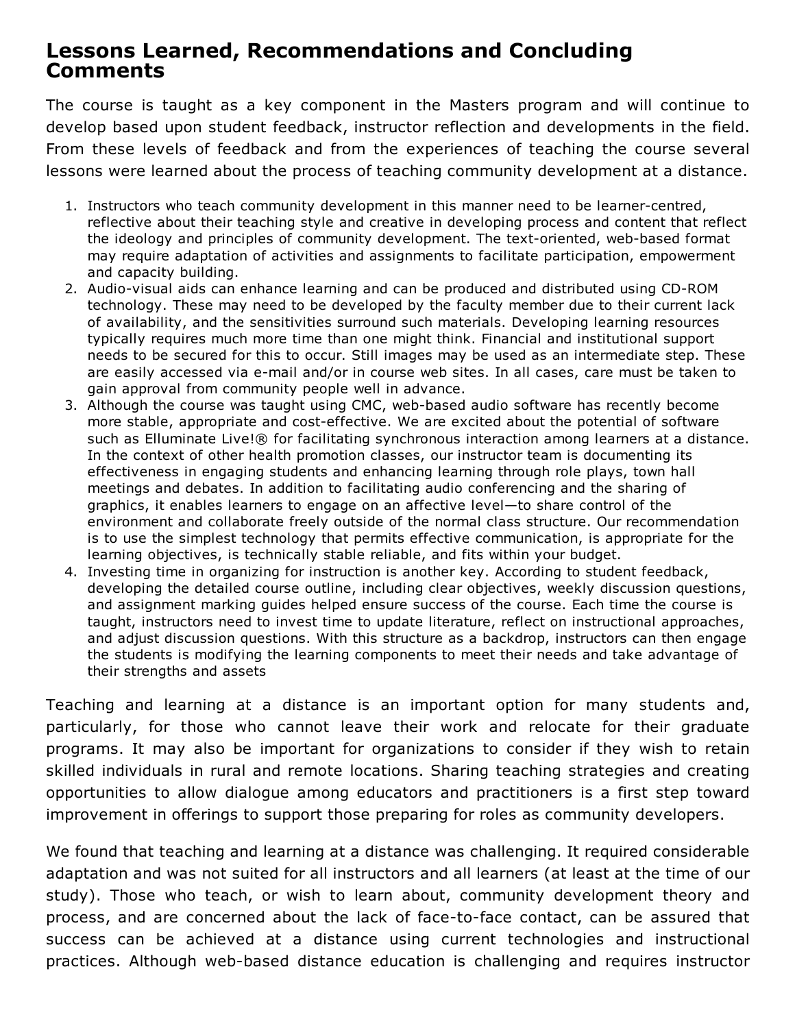## Lessons Learned, Recommendations and Concluding Comments

The course is taught as a key component in the Masters program and will continue to develop based upon student feedback, instructor reflection and developments in the field. From these levels of feedback and from the experiences of teaching the course several lessons were learned about the process of teaching community development at a distance.

1. Instructors who teach community development in this manner need to be learner-centred, reflective about their teaching style and creative in developing process and content that reflect the ideology and principles of community development. The text-oriented, web-based format may require adaptation of activities and assignments to facilitate participation, empowerment and capacity building.
2. Audio-visual aids can enhance learning and can be produced and distributed using CD-ROM technology. These may need to be developed by the faculty member due to their current lack of availability, and the sensitivities surround such materials. Developing learning resources typically requires much more time than one might think. Financial and institutional support needs to be secured for this to occur. Still images may be used as an intermediate step. These are easily accessed via e-mail and/or in course web sites. In all cases, care must be taken to gain approval from community people well in advance.
3. Although the course was taught using CMC, web-based audio software has recently become more stable, appropriate and cost-effective. We are excited about the potential of software such as Elluminate Live!® for facilitating synchronous interaction among learners at a distance. In the context of other health promotion classes, our instructor team is documenting its effectiveness in engaging students and enhancing learning through role plays, town hall meetings and debates. In addition to facilitating audio conferencing and the sharing of graphics, it enables learners to engage on an affective level—to share control of the environment and collaborate freely outside of the normal class structure. Our recommendation is to use the simplest technology that permits effective communication, is appropriate for the learning objectives, is technically stable reliable, and fits within your budget.
4. Investing time in organizing for instruction is another key. According to student feedback, developing the detailed course outline, including clear objectives, weekly discussion questions, and assignment marking guides helped ensure success of the course. Each time the course is taught, instructors need to invest time to update literature, reflect on instructional approaches, and adjust discussion questions. With this structure as a backdrop, instructors can then engage the students is modifying the learning components to meet their needs and take advantage of their strengths and assets

Teaching and learning at a distance is an important option for many students and, particularly, for those who cannot leave their work and relocate for their graduate programs. It may also be important for organizations to consider if they wish to retain skilled individuals in rural and remote locations. Sharing teaching strategies and creating opportunities to allow dialogue among educators and practitioners is a first step toward improvement in offerings to support those preparing for roles as community developers.

We found that teaching and learning at a distance was challenging. It required considerable adaptation and was not suited for all instructors and all learners (at least at the time of our study). Those who teach, or wish to learn about, community development theory and process, and are concerned about the lack of face-to-face contact, can be assured that success can be achieved at a distance using current technologies and instructional practices. Although web-based distance education is challenging and requires instructor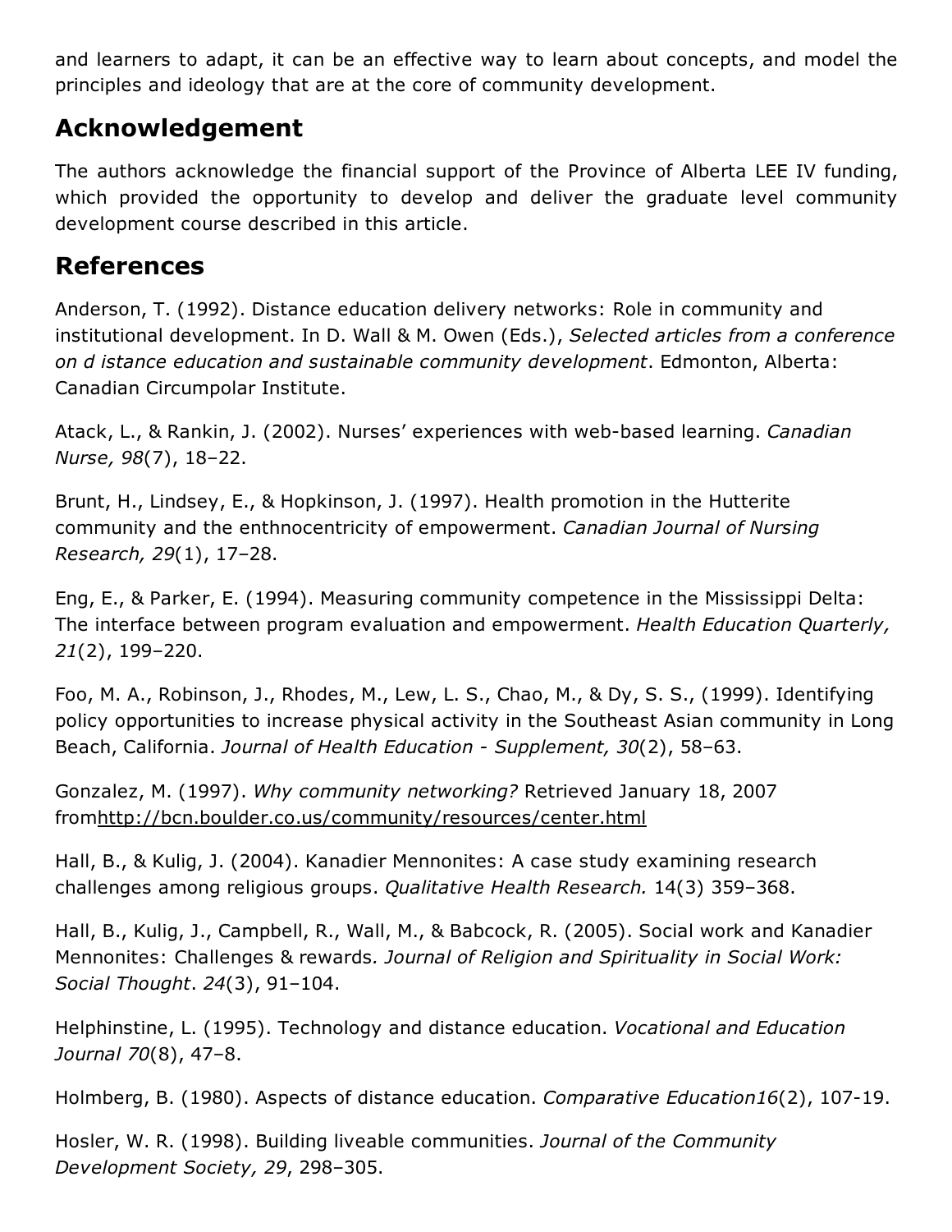and learners to adapt, it can be an effective way to learn about concepts, and model the principles and ideology that are at the core of community development.

## Acknowledgement

The authors acknowledge the financial support of the Province of Alberta LEE IV funding, which provided the opportunity to develop and deliver the graduate level community development course described in this article.

## References

Anderson, T. (1992). Distance education delivery networks: Role in community and institutional development. In D. Wall & M. Owen (Eds.), *Selected articles from a conference on d istance education and sustainable community development*. Edmonton, Alberta: Canadian Circumpolar Institute.

Atack, L., & Rankin, J. (2002). Nurses' experiences with web-based learning. *Canadian Nurse, 98*(7), 18–22.

Brunt, H., Lindsey, E., & Hopkinson, J. (1997). Health promotion in the Hutterite community and the enthnocentricity of empowerment. *Canadian Journal of Nursing Research, 29*(1), 17–28.

Eng, E., & Parker, E. (1994). Measuring community competence in the Mississippi Delta: The interface between program evaluation and empowerment. *Health Education Quarterly, 21*(2), 199–220.

Foo, M. A., Robinson, J., Rhodes, M., Lew, L. S., Chao, M., & Dy, S. S., (1999). Identifying policy opportunities to increase physical activity in the Southeast Asian community in Long Beach, California. *Journal of Health Education - Supplement, 30*(2), 58–63.

Gonzalez, M. (1997). *Why community networking?* Retrieved January 18, 2007 fromhttp://bcn.boulder.co.us/community/resources/center.html

Hall, B., & Kulig, J. (2004). Kanadier Mennonites: A case study examining research challenges among religious groups. *Qualitative Health Research.* 14(3) 359–368.

Hall, B., Kulig, J., Campbell, R., Wall, M., & Babcock, R. (2005). Social work and Kanadier Mennonites: Challenges & rewards*. Journal of Religion and Spirituality in Social Work: Social Thought*. *24*(3), 91–104.

Helphinstine, L. (1995). Technology and distance education. *Vocational and Education Journal 70*(8), 47–8.

Holmberg, B. (1980). Aspects of distance education. *Comparative Education16*(2), 107-19.

Hosler, W. R. (1998). Building liveable communities. *Journal of the Community Development Society, 29*, 298–305.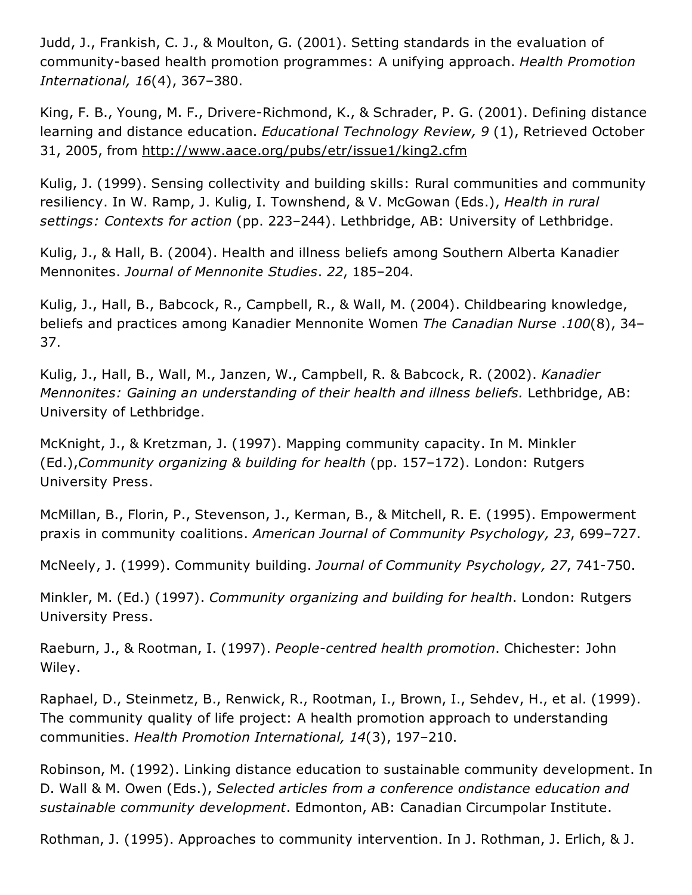Judd, J., Frankish, C. J., & Moulton, G. (2001). Setting standards in the evaluation of community-based health promotion programmes: A unifying approach. *Health Promotion International, 16*(4), 367–380.

King, F. B., Young, M. F., Drivere-Richmond, K., & Schrader, P. G. (2001). Defining distance learning and distance education. *Educational Technology Review, 9* (1), Retrieved October 31, 2005, from http://www.aace.org/pubs/etr/issue1/king2.cfm

Kulig, J. (1999). Sensing collectivity and building skills: Rural communities and community resiliency. In W. Ramp, J. Kulig, I. Townshend, & V. McGowan (Eds.), *Health in rural settings: Contexts for action* (pp. 223–244). Lethbridge, AB: University of Lethbridge.

Kulig, J., & Hall, B. (2004). Health and illness beliefs among Southern Alberta Kanadier Mennonites. *Journal of Mennonite Studies*. *22*, 185–204.

Kulig, J., Hall, B., Babcock, R., Campbell, R., & Wall, M. (2004). Childbearing knowledge, beliefs and practices among Kanadier Mennonite Women *The Canadian Nurse* .*100*(8), 34–37.

Kulig, J., Hall, B., Wall, M., Janzen, W., Campbell, R. & Babcock, R. (2002). *Kanadier Mennonites: Gaining an understanding of their health and illness beliefs.* Lethbridge, AB: University of Lethbridge.

McKnight, J., & Kretzman, J. (1997). Mapping community capacity. In M. Minkler (Ed.),*Community organizing & building for health* (pp. 157–172). London: Rutgers University Press.

McMillan, B., Florin, P., Stevenson, J., Kerman, B., & Mitchell, R. E. (1995). Empowerment praxis in community coalitions. *American Journal of Community Psychology, 23*, 699–727.

McNeely, J. (1999). Community building. *Journal of Community Psychology, 27*, 741-750.

Minkler, M. (Ed.) (1997). *Community organizing and building for health*. London: Rutgers University Press.

Raeburn, J., & Rootman, I. (1997). *People-centred health promotion*. Chichester: John Wiley.

Raphael, D., Steinmetz, B., Renwick, R., Rootman, I., Brown, I., Sehdev, H., et al. (1999). The community quality of life project: A health promotion approach to understanding communities. *Health Promotion International, 14*(3), 197–210.

Robinson, M. (1992). Linking distance education to sustainable community development. In D. Wall & M. Owen (Eds.), *Selected articles from a conference ondistance education and sustainable community development*. Edmonton, AB: Canadian Circumpolar Institute.

Rothman, J. (1995). Approaches to community intervention. In J. Rothman, J. Erlich, & J.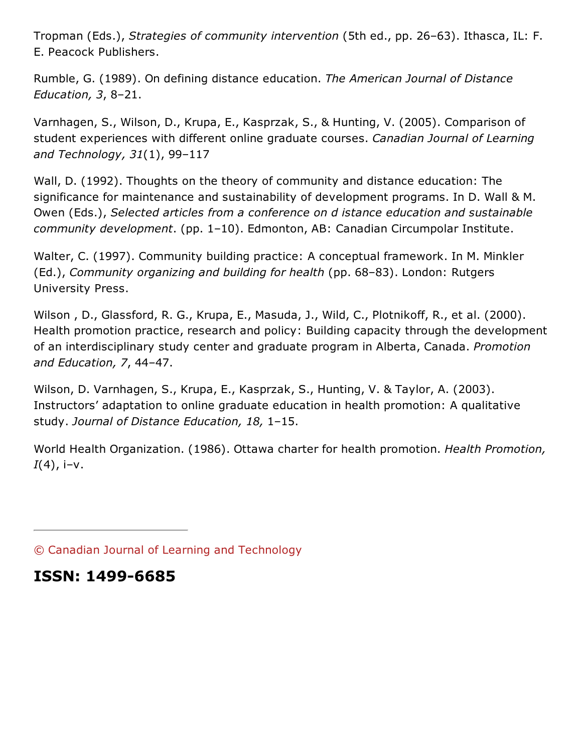Tropman (Eds.), *Strategies of community intervention* (5th ed., pp. 26–63). Ithasca, IL: F. E. Peacock Publishers.

Rumble, G. (1989). On defining distance education. *The American Journal of Distance Education, 3*, 8–21.

Varnhagen, S., Wilson, D., Krupa, E., Kasprzak, S., & Hunting, V. (2005). Comparison of student experiences with different online graduate courses. *Canadian Journal of Learning and Technology, 31*(1), 99–117

Wall, D. (1992). Thoughts on the theory of community and distance education: The significance for maintenance and sustainability of development programs. In D. Wall & M. Owen (Eds.), *Selected articles from a conference on d istance education and sustainable community development*. (pp. 1–10). Edmonton, AB: Canadian Circumpolar Institute.

Walter, C. (1997). Community building practice: A conceptual framework. In M. Minkler (Ed.), *Community organizing and building for health* (pp. 68–83). London: Rutgers University Press.

Wilson , D., Glassford, R. G., Krupa, E., Masuda, J., Wild, C., Plotnikoff, R., et al. (2000). Health promotion practice, research and policy: Building capacity through the development of an interdisciplinary study center and graduate program in Alberta, Canada. *Promotion and Education, 7*, 44–47.

Wilson, D. Varnhagen, S., Krupa, E., Kasprzak, S., Hunting, V. & Taylor, A. (2003). Instructors' adaptation to online graduate education in health promotion: A qualitative study. *Journal of Distance Education, 18,* 1–15.

World Health Organization. (1986). Ottawa charter for health promotion. *Health Promotion, I*(4), i–v.

---

© Canadian Journal of Learning and Technology

**ISSN: 1499-6685**